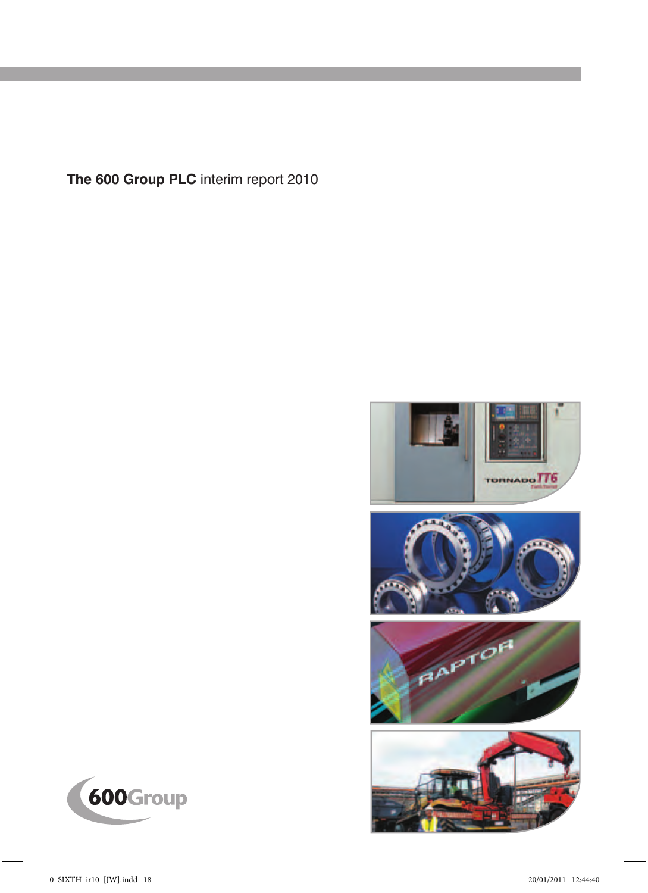**The 600 Group PLC** interim report 2010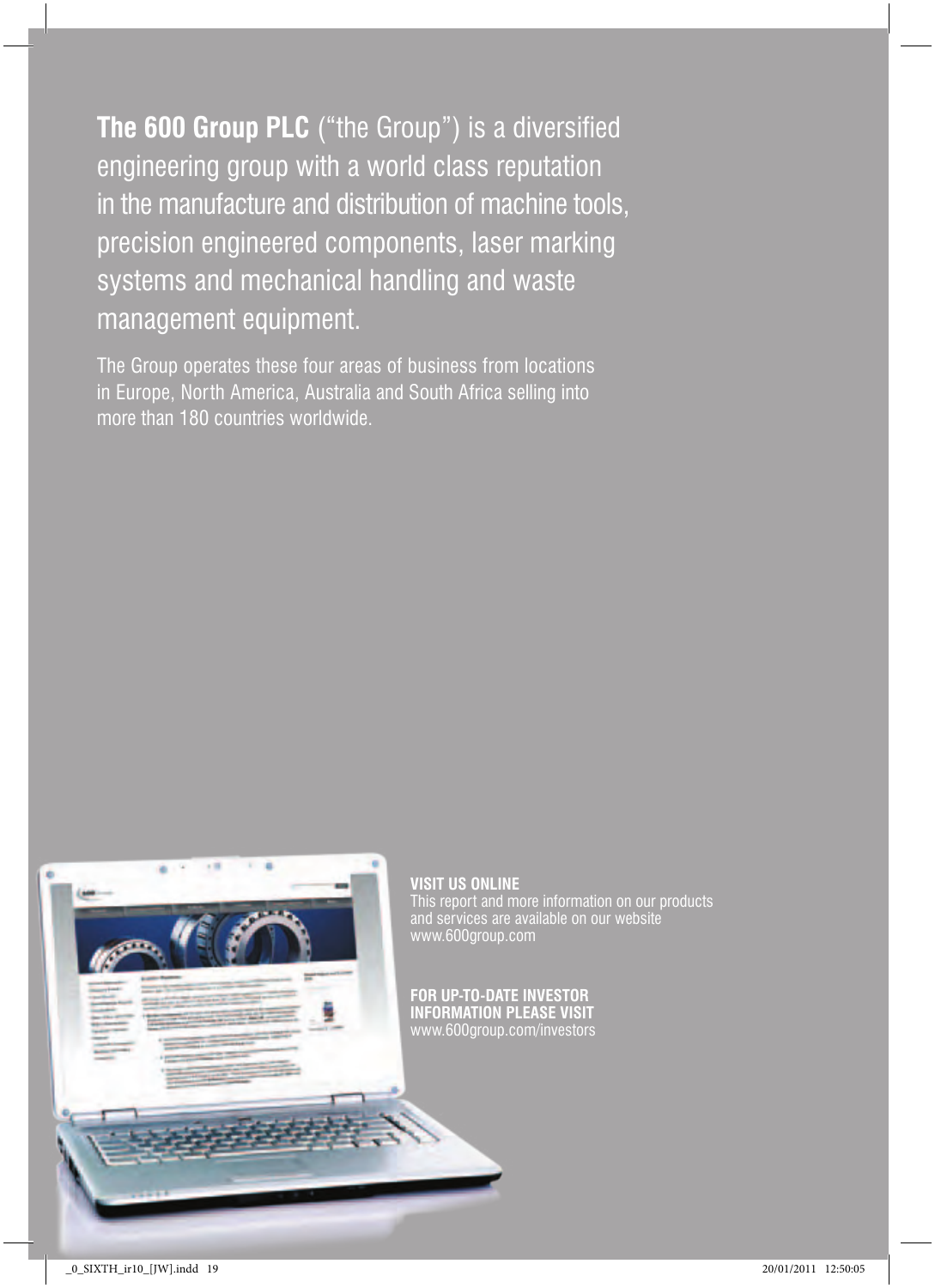**The 600 Group PLC** ("the Group") is a diversified engineering group with a world class reputation in the manufacture and distribution of machine tools, precision engineered components, laser marking systems and mechanical handling and waste management equipment.

The Group operates these four areas of business from locations in Europe, North America, Australia and South Africa selling into more than 180 countries worldwide.

**VISIT US ONLINE**
This report and more information on our products and services are available on our website www.600group.com

**FOR UP-TO-DATE INVESTOR INFORMATION PLEASE VISIT**
www.600group.com/investors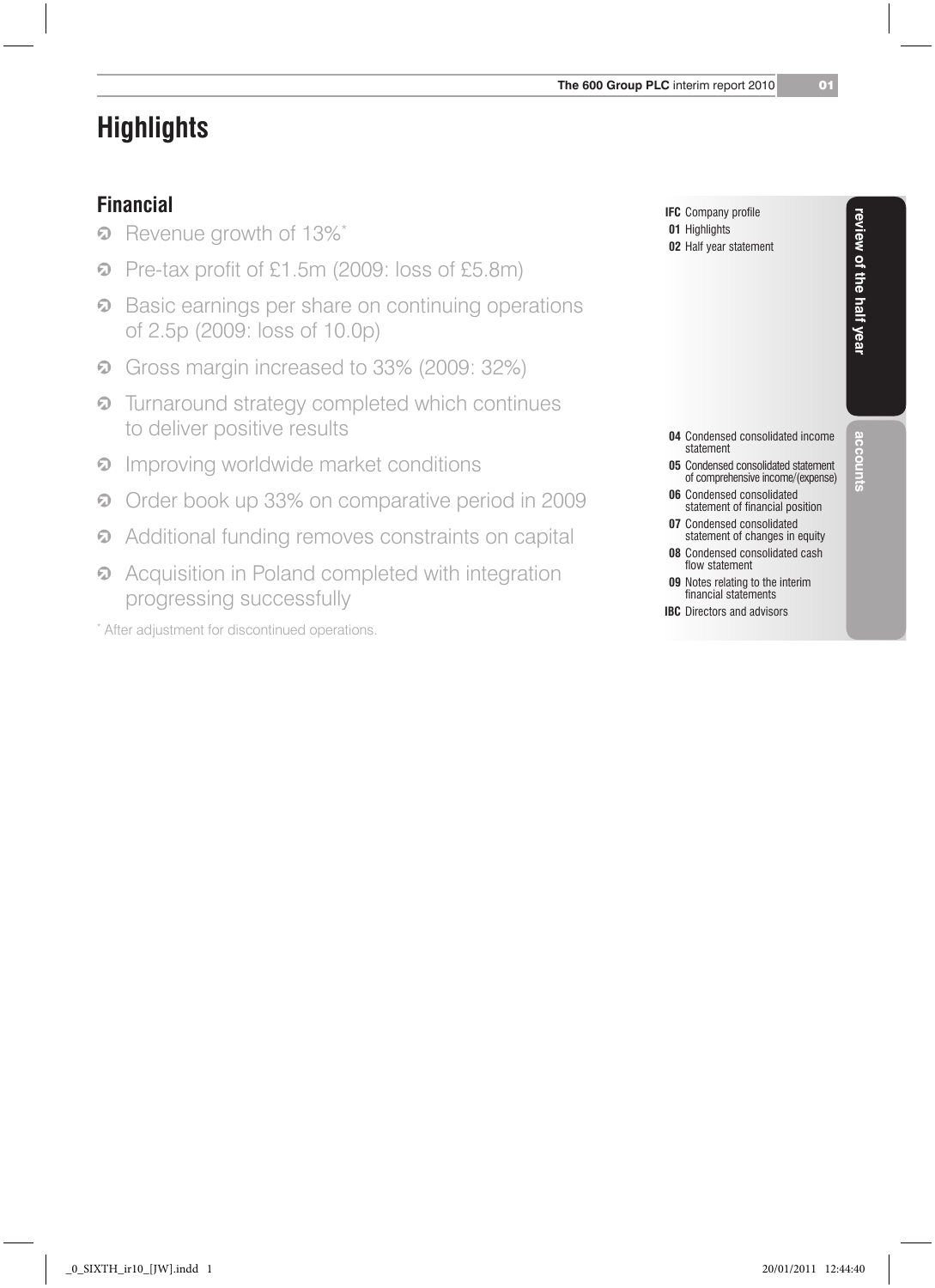# Highlights

## Financial

- Revenue growth of 13%*
- Pre-tax profit of £1.5m (2009: loss of £5.8m)
- Basic earnings per share on continuing operations of 2.5p (2009: loss of 10.0p)
- Gross margin increased to 33% (2009: 32%)
- Turnaround strategy completed which continues to deliver positive results
- Improving worldwide market conditions
- Order book up 33% on comparative period in 2009
- Additional funding removes constraints on capital
- Acquisition in Poland completed with integration progressing successfully

* After adjustment for discontinued operations.

**review of the half year**

**IFC** Company profile
**01** Highlights
**02** Half year statement

**accounts**

**04** Condensed consolidated income statement
**05** Condensed consolidated statement of comprehensive income/(expense)
**06** Condensed consolidated statement of financial position
**07** Condensed consolidated statement of changes in equity
**08** Condensed consolidated cash flow statement
**09** Notes relating to the interim financial statements
**IBC** Directors and advisors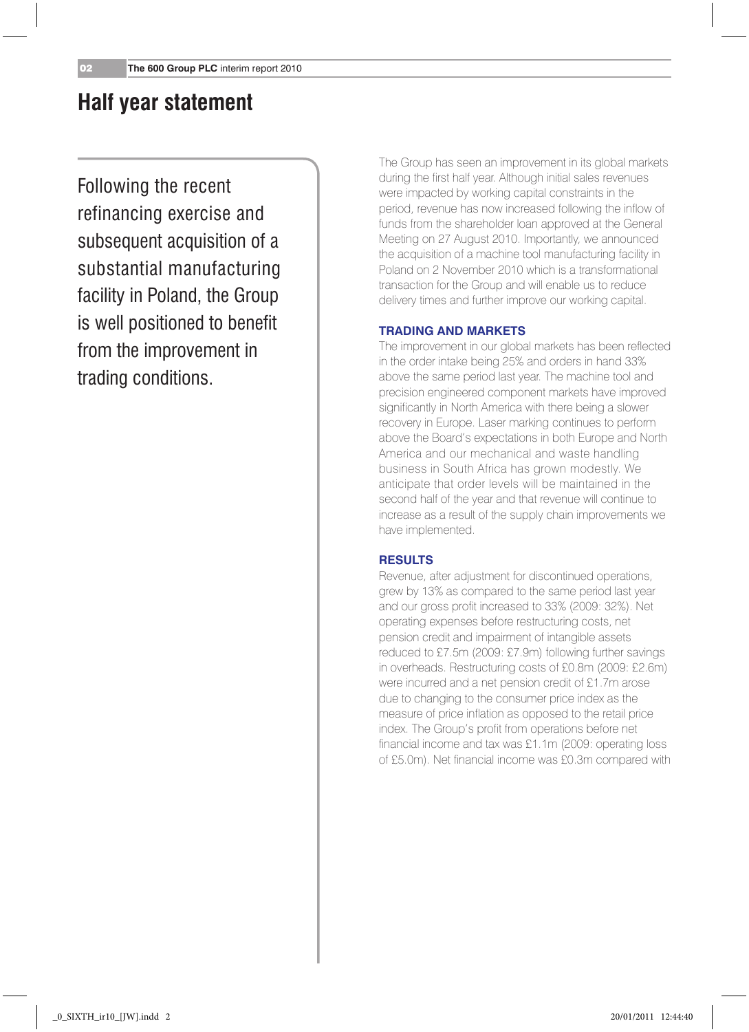# Half year statement

Following the recent refinancing exercise and subsequent acquisition of a substantial manufacturing facility in Poland, the Group is well positioned to benefit from the improvement in trading conditions.

The Group has seen an improvement in its global markets during the first half year. Although initial sales revenues were impacted by working capital constraints in the period, revenue has now increased following the inflow of funds from the shareholder loan approved at the General Meeting on 27 August 2010. Importantly, we announced the acquisition of a machine tool manufacturing facility in Poland on 2 November 2010 which is a transformational transaction for the Group and will enable us to reduce delivery times and further improve our working capital.

## TRADING AND MARKETS

The improvement in our global markets has been reflected in the order intake being 25% and orders in hand 33% above the same period last year. The machine tool and precision engineered component markets have improved significantly in North America with there being a slower recovery in Europe. Laser marking continues to perform above the Board's expectations in both Europe and North America and our mechanical and waste handling business in South Africa has grown modestly. We anticipate that order levels will be maintained in the second half of the year and that revenue will continue to increase as a result of the supply chain improvements we have implemented.

## RESULTS

Revenue, after adjustment for discontinued operations, grew by 13% as compared to the same period last year and our gross profit increased to 33% (2009: 32%). Net operating expenses before restructuring costs, net pension credit and impairment of intangible assets reduced to £7.5m (2009: £7.9m) following further savings in overheads. Restructuring costs of £0.8m (2009: £2.6m) were incurred and a net pension credit of £1.7m arose due to changing to the consumer price index as the measure of price inflation as opposed to the retail price index. The Group's profit from operations before net financial income and tax was £1.1m (2009: operating loss of £5.0m). Net financial income was £0.3m compared with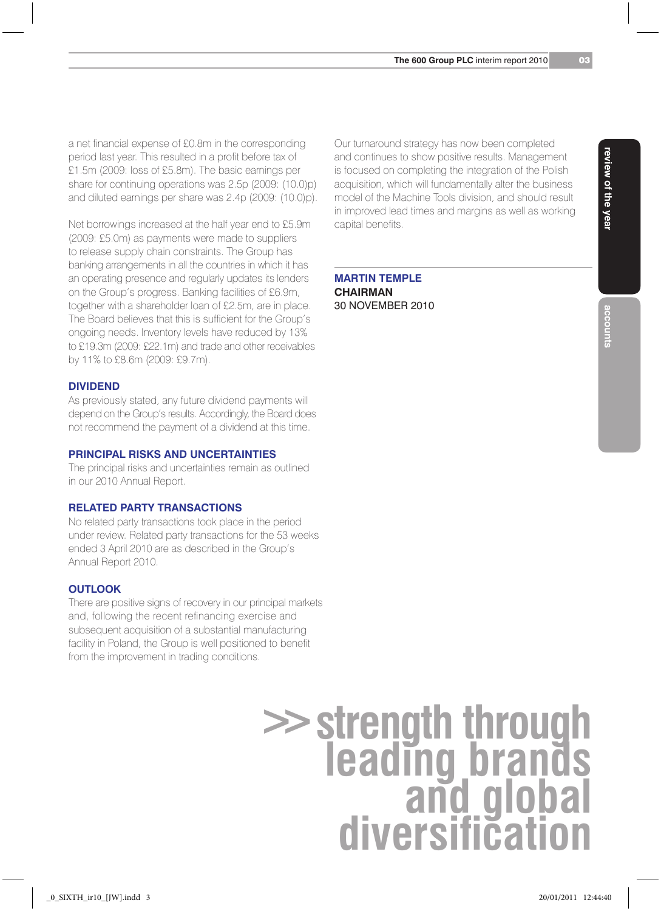a net financial expense of £0.8m in the corresponding period last year. This resulted in a profit before tax of £1.5m (2009: loss of £5.8m). The basic earnings per share for continuing operations was 2.5p (2009: (10.0)p) and diluted earnings per share was 2.4p (2009: (10.0)p).

Net borrowings increased at the half year end to £5.9m (2009: £5.0m) as payments were made to suppliers to release supply chain constraints. The Group has banking arrangements in all the countries in which it has an operating presence and regularly updates its lenders on the Group's progress. Banking facilities of £6.9m, together with a shareholder loan of £2.5m, are in place. The Board believes that this is sufficient for the Group's ongoing needs. Inventory levels have reduced by 13% to £19.3m (2009: £22.1m) and trade and other receivables by 11% to £8.6m (2009: £9.7m).

## DIVIDEND

As previously stated, any future dividend payments will depend on the Group's results. Accordingly, the Board does not recommend the payment of a dividend at this time.

## PRINCIPAL RISKS AND UNCERTAINTIES

The principal risks and uncertainties remain as outlined in our 2010 Annual Report.

## RELATED PARTY TRANSACTIONS

No related party transactions took place in the period under review. Related party transactions for the 53 weeks ended 3 April 2010 are as described in the Group's Annual Report 2010.

## OUTLOOK

There are positive signs of recovery in our principal markets and, following the recent refinancing exercise and subsequent acquisition of a substantial manufacturing facility in Poland, the Group is well positioned to benefit from the improvement in trading conditions.

Our turnaround strategy has now been completed and continues to show positive results. Management is focused on completing the integration of the Polish acquisition, which will fundamentally alter the business model of the Machine Tools division, and should result in improved lead times and margins as well as working capital benefits.

**MARTIN TEMPLE**
**CHAIRMAN**
30 NOVEMBER 2010

**>> strength through leading brands and global diversification**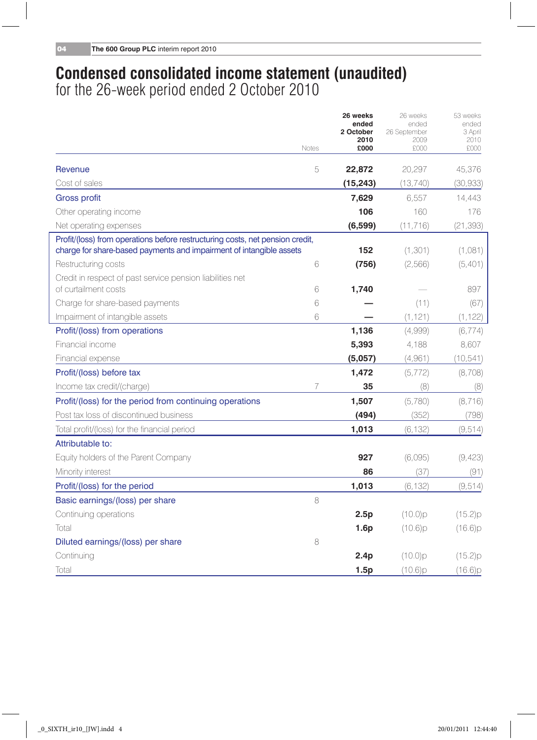# Condensed consolidated income statement (unaudited)
## for the 26-week period ended 2 October 2010

| | Notes | 26 weeks ended 2 October 2010 £000 | 26 weeks ended 26 September 2009 £000 | 53 weeks ended 3 April 2010 £000 |
|---|---|---|---|---|
| Revenue | 5 | **22,872** | 20,297 | 45,376 |
| Cost of sales | | **(15,243)** | (13,740) | (30,933) |
| Gross profit | | **7,629** | 6,557 | 14,443 |
| Other operating income | | **106** | 160 | 176 |
| Net operating expenses | | **(6,599)** | (11,716) | (21,393) |
| Profit/(loss) from operations before restructuring costs, net pension credit, charge for share-based payments and impairment of intangible assets | | **152** | (1,301) | (1,081) |
| Restructuring costs | 6 | **(756)** | (2,566) | (5,401) |
| Credit in respect of past service pension liabilities net of curtailment costs | 6 | **1,740** | — | 897 |
| Charge for share-based payments | 6 | **—** | (11) | (67) |
| Impairment of intangible assets | 6 | **—** | (1,121) | (1,122) |
| Profit/(loss) from operations | | **1,136** | (4,999) | (6,774) |
| Financial income | | **5,393** | 4,188 | 8,607 |
| Financial expense | | **(5,057)** | (4,961) | (10,541) |
| Profit/(loss) before tax | | **1,472** | (5,772) | (8,708) |
| Income tax credit/(charge) | 7 | **35** | (8) | (8) |
| Profit/(loss) for the period from continuing operations | | **1,507** | (5,780) | (8,716) |
| Post tax loss of discontinued business | | **(494)** | (352) | (798) |
| Total profit/(loss) for the financial period | | **1,013** | (6,132) | (9,514) |
| Attributable to: | | | | |
| Equity holders of the Parent Company | | **927** | (6,095) | (9,423) |
| Minority interest | | **86** | (37) | (91) |
| Profit/(loss) for the period | | **1,013** | (6,132) | (9,514) |
| Basic earnings/(loss) per share | 8 | | | |
| Continuing operations | | **2.5p** | (10.0)p | (15.2)p |
| Total | | **1.6p** | (10.6)p | (16.6)p |
| Diluted earnings/(loss) per share | 8 | | | |
| Continuing | | **2.4p** | (10.0)p | (15.2)p |
| Total | | **1.5p** | (10.6)p | (16.6)p |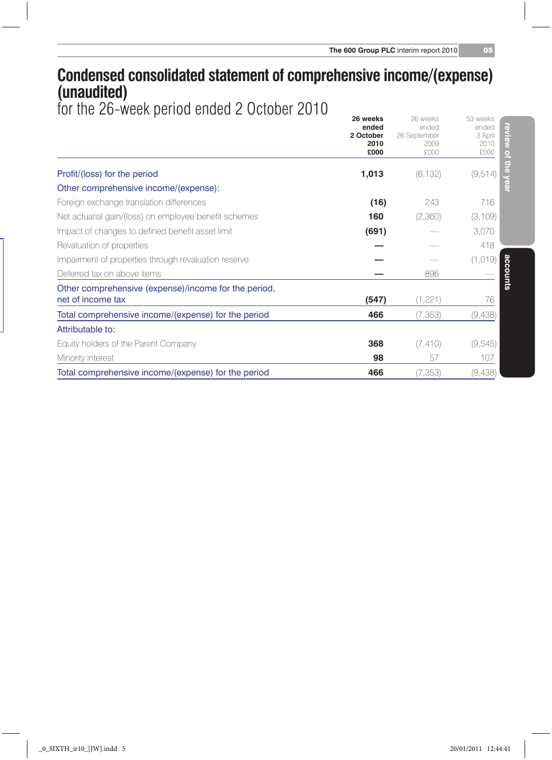# Condensed consolidated statement of comprehensive income/(expense) (unaudited)

for the 26-week period ended 2 October 2010

| | **26 weeks ended 2 October 2010 £000** | 26 weeks ended 26 September 2009 £000 | 53 weeks ended 3 April 2010 £000 |
|---|---|---|---|
| Profit/(loss) for the period | **1,013** | (6,132) | (9,514) |
| Other comprehensive income/(expense): | | | |
| Foreign exchange translation differences | **(16)** | 243 | 716 |
| Net actuarial gain/(loss) on employee benefit schemes | **160** | (2,360) | (3,109) |
| Impact of changes to defined benefit asset limit | **(691)** | — | 3,070 |
| Revaluation of properties | **—** | — | 418 |
| Impairment of properties through revaluation reserve | **—** | — | (1,019) |
| Deferred tax on above items | **—** | 896 | — |
| Other comprehensive (expense)/income for the period, net of income tax | **(547)** | (1,221) | 76 |
| Total comprehensive income/(expense) for the period | **466** | (7,353) | (9,438) |
| Attributable to: | | | |
| Equity holders of the Parent Company | **368** | (7,410) | (9,545) |
| Minority interest | **98** | 57 | 107 |
| Total comprehensive income/(expense) for the period | **466** | (7,353) | (9,438) |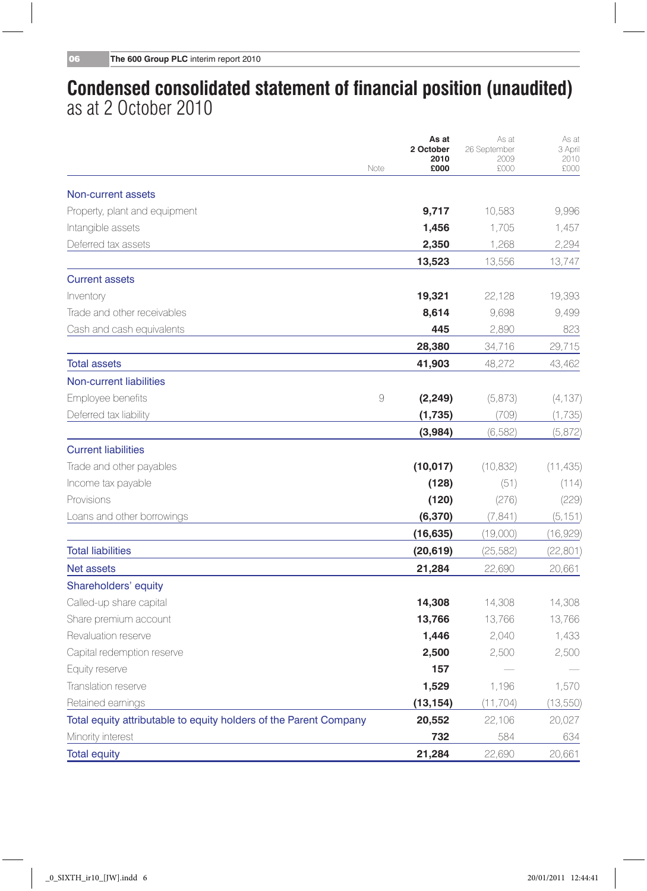# Condensed consolidated statement of financial position (unaudited)
as at 2 October 2010

| | Note | **As at 2 October 2010 £000** | As at 26 September 2009 £000 | As at 3 April 2010 £000 |
|---|---|---|---|---|
| **Non-current assets** | | | | |
| Property, plant and equipment | | **9,717** | 10,583 | 9,996 |
| Intangible assets | | **1,456** | 1,705 | 1,457 |
| Deferred tax assets | | **2,350** | 1,268 | 2,294 |
| | | **13,523** | 13,556 | 13,747 |
| **Current assets** | | | | |
| Inventory | | **19,321** | 22,128 | 19,393 |
| Trade and other receivables | | **8,614** | 9,698 | 9,499 |
| Cash and cash equivalents | | **445** | 2,890 | 823 |
| | | **28,380** | 34,716 | 29,715 |
| **Total assets** | | **41,903** | 48,272 | 43,462 |
| **Non-current liabilities** | | | | |
| Employee benefits | 9 | **(2,249)** | (5,873) | (4,137) |
| Deferred tax liability | | **(1,735)** | (709) | (1,735) |
| | | **(3,984)** | (6,582) | (5,872) |
| **Current liabilities** | | | | |
| Trade and other payables | | **(10,017)** | (10,832) | (11,435) |
| Income tax payable | | **(128)** | (51) | (114) |
| Provisions | | **(120)** | (276) | (229) |
| Loans and other borrowings | | **(6,370)** | (7,841) | (5,151) |
| | | **(16,635)** | (19,000) | (16,929) |
| **Total liabilities** | | **(20,619)** | (25,582) | (22,801) |
| **Net assets** | | **21,284** | 22,690 | 20,661 |
| **Shareholders' equity** | | | | |
| Called-up share capital | | **14,308** | 14,308 | 14,308 |
| Share premium account | | **13,766** | 13,766 | 13,766 |
| Revaluation reserve | | **1,446** | 2,040 | 1,433 |
| Capital redemption reserve | | **2,500** | 2,500 | 2,500 |
| Equity reserve | | **157** | — | — |
| Translation reserve | | **1,529** | 1,196 | 1,570 |
| Retained earnings | | **(13,154)** | (11,704) | (13,550) |
| **Total equity attributable to equity holders of the Parent Company** | | **20,552** | 22,106 | 20,027 |
| Minority interest | | **732** | 584 | 634 |
| **Total equity** | | **21,284** | 22,690 | 20,661 |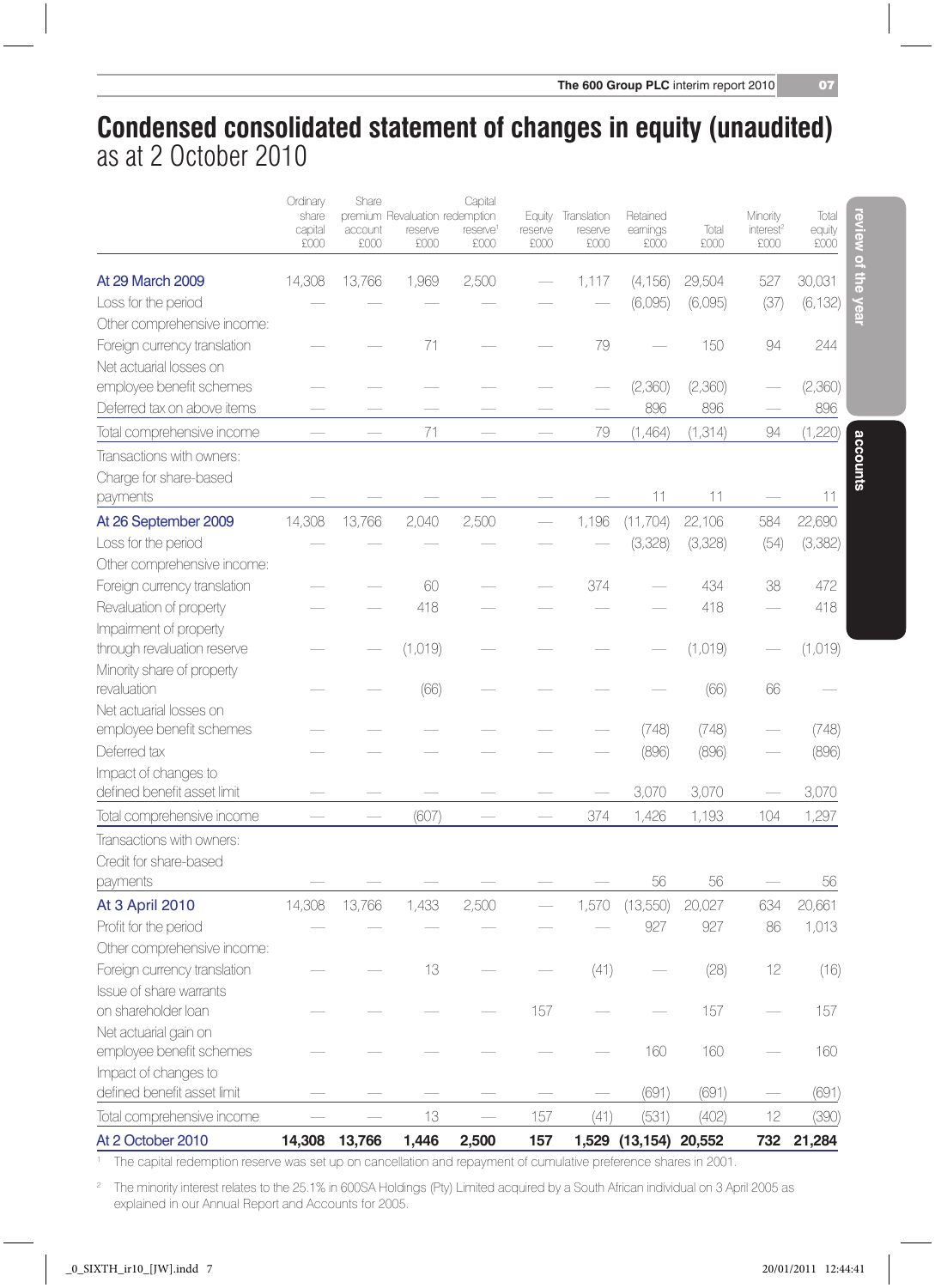# Condensed consolidated statement of changes in equity (unaudited)
as at 2 October 2010

| | Ordinary share capital £000 | Share premium account £000 | Revaluation reserve £000 | Capital redemption reserve[1] £000 | Equity reserve £000 | Translation reserve £000 | Retained earnings £000 | Total £000 | Minority interest[2] £000 | Total equity £000 |
|---|---|---|---|---|---|---|---|---|---|---|
| At 29 March 2009 | 14,308 | 13,766 | 1,969 | 2,500 | — | 1,117 | (4,156) | 29,504 | 527 | 30,031 |
| Loss for the period | — | — | — | — | — | — | (6,095) | (6,095) | (37) | (6,132) |
| Other comprehensive income: | | | | | | | | | | |
| Foreign currency translation | — | — | 71 | — | — | 79 | — | 150 | 94 | 244 |
| Net actuarial losses on employee benefit schemes | — | — | — | — | — | — | (2,360) | (2,360) | — | (2,360) |
| Deferred tax on above items | — | — | — | — | — | — | 896 | 896 | — | 896 |
| Total comprehensive income | — | — | 71 | — | — | 79 | (1,464) | (1,314) | 94 | (1,220) |
| Transactions with owners: | | | | | | | | | | |
| Charge for share-based payments | — | — | — | — | — | — | 11 | 11 | — | 11 |
| At 26 September 2009 | 14,308 | 13,766 | 2,040 | 2,500 | — | 1,196 | (11,704) | 22,106 | 584 | 22,690 |
| Loss for the period | — | — | — | — | — | — | (3,328) | (3,328) | (54) | (3,382) |
| Other comprehensive income: | | | | | | | | | | |
| Foreign currency translation | — | — | 60 | — | — | 374 | — | 434 | 38 | 472 |
| Revaluation of property | — | — | 418 | — | — | — | — | 418 | — | 418 |
| Impairment of property through revaluation reserve | — | — | (1,019) | — | — | — | — | (1,019) | — | (1,019) |
| Minority share of property revaluation | — | — | (66) | — | — | — | — | (66) | 66 | — |
| Net actuarial losses on employee benefit schemes | — | — | — | — | — | — | (748) | (748) | — | (748) |
| Deferred tax | — | — | — | — | — | — | (896) | (896) | — | (896) |
| Impact of changes to defined benefit asset limit | — | — | — | — | — | — | 3,070 | 3,070 | — | 3,070 |
| Total comprehensive income | — | — | (607) | — | — | 374 | 1,426 | 1,193 | 104 | 1,297 |
| Transactions with owners: | | | | | | | | | | |
| Credit for share-based payments | — | — | — | — | — | — | 56 | 56 | — | 56 |
| At 3 April 2010 | 14,308 | 13,766 | 1,433 | 2,500 | — | 1,570 | (13,550) | 20,027 | 634 | 20,661 |
| Profit for the period | — | — | — | — | — | — | 927 | 927 | 86 | 1,013 |
| Other comprehensive income: | | | | | | | | | | |
| Foreign currency translation | — | — | 13 | — | — | (41) | — | (28) | 12 | (16) |
| Issue of share warrants on shareholder loan | — | — | — | — | 157 | — | — | 157 | — | 157 |
| Net actuarial gain on employee benefit schemes | — | — | — | — | — | — | 160 | 160 | — | 160 |
| Impact of changes to defined benefit asset limit | — | — | — | — | — | — | (691) | (691) | — | (691) |
| Total comprehensive income | — | — | 13 | — | 157 | (41) | (531) | (402) | 12 | (390) |
| **At 2 October 2010** | **14,308** | **13,766** | **1,446** | **2,500** | **157** | **1,529** | **(13,154)** | **20,552** | **732** | **21,284** |

[1] The capital redemption reserve was set up on cancellation and repayment of cumulative preference shares in 2001.

[2] The minority interest relates to the 25.1% in 600SA Holdings (Pty) Limited acquired by a South African individual on 3 April 2005 as explained in our Annual Report and Accounts for 2005.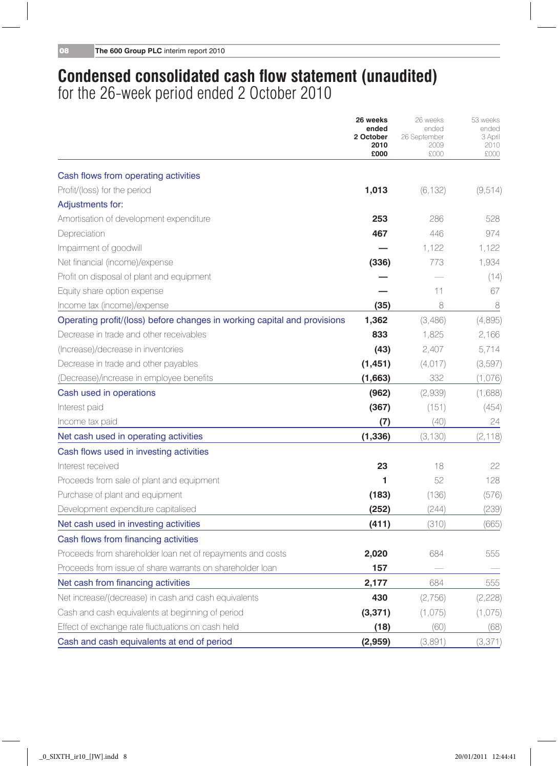# Condensed consolidated cash flow statement (unaudited)

## for the 26-week period ended 2 October 2010

| | **26 weeks ended 2 October 2010 £000** | 26 weeks ended 26 September 2009 £000 | 53 weeks ended 3 April 2010 £000 |
|---|---|---|---|
| **Cash flows from operating activities** | | | |
| Profit/(loss) for the period | **1,013** | (6,132) | (9,514) |
| **Adjustments for:** | | | |
| Amortisation of development expenditure | **253** | 286 | 528 |
| Depreciation | **467** | 446 | 974 |
| Impairment of goodwill | **—** | 1,122 | 1,122 |
| Net financial (income)/expense | **(336)** | 773 | 1,934 |
| Profit on disposal of plant and equipment | **—** | — | (14) |
| Equity share option expense | **—** | 11 | 67 |
| Income tax (income)/expense | **(35)** | 8 | 8 |
| **Operating profit/(loss) before changes in working capital and provisions** | **1,362** | (3,486) | (4,895) |
| Decrease in trade and other receivables | **833** | 1,825 | 2,166 |
| (Increase)/decrease in inventories | **(43)** | 2,407 | 5,714 |
| Decrease in trade and other payables | **(1,451)** | (4,017) | (3,597) |
| (Decrease)/increase in employee benefits | **(1,663)** | 332 | (1,076) |
| **Cash used in operations** | **(962)** | (2,939) | (1,688) |
| Interest paid | **(367)** | (151) | (454) |
| Income tax paid | **(7)** | (40) | 24 |
| **Net cash used in operating activities** | **(1,336)** | (3,130) | (2,118) |
| **Cash flows used in investing activities** | | | |
| Interest received | **23** | 18 | 22 |
| Proceeds from sale of plant and equipment | **1** | 52 | 128 |
| Purchase of plant and equipment | **(183)** | (136) | (576) |
| Development expenditure capitalised | **(252)** | (244) | (239) |
| **Net cash used in investing activities** | **(411)** | (310) | (665) |
| **Cash flows from financing activities** | | | |
| Proceeds from shareholder loan net of repayments and costs | **2,020** | 684 | 555 |
| Proceeds from issue of share warrants on shareholder loan | **157** | — | — |
| **Net cash from financing activities** | **2,177** | 684 | 555 |
| Net increase/(decrease) in cash and cash equivalents | **430** | (2,756) | (2,228) |
| Cash and cash equivalents at beginning of period | **(3,371)** | (1,075) | (1,075) |
| Effect of exchange rate fluctuations on cash held | **(18)** | (60) | (68) |
| **Cash and cash equivalents at end of period** | **(2,959)** | (3,891) | (3,371) |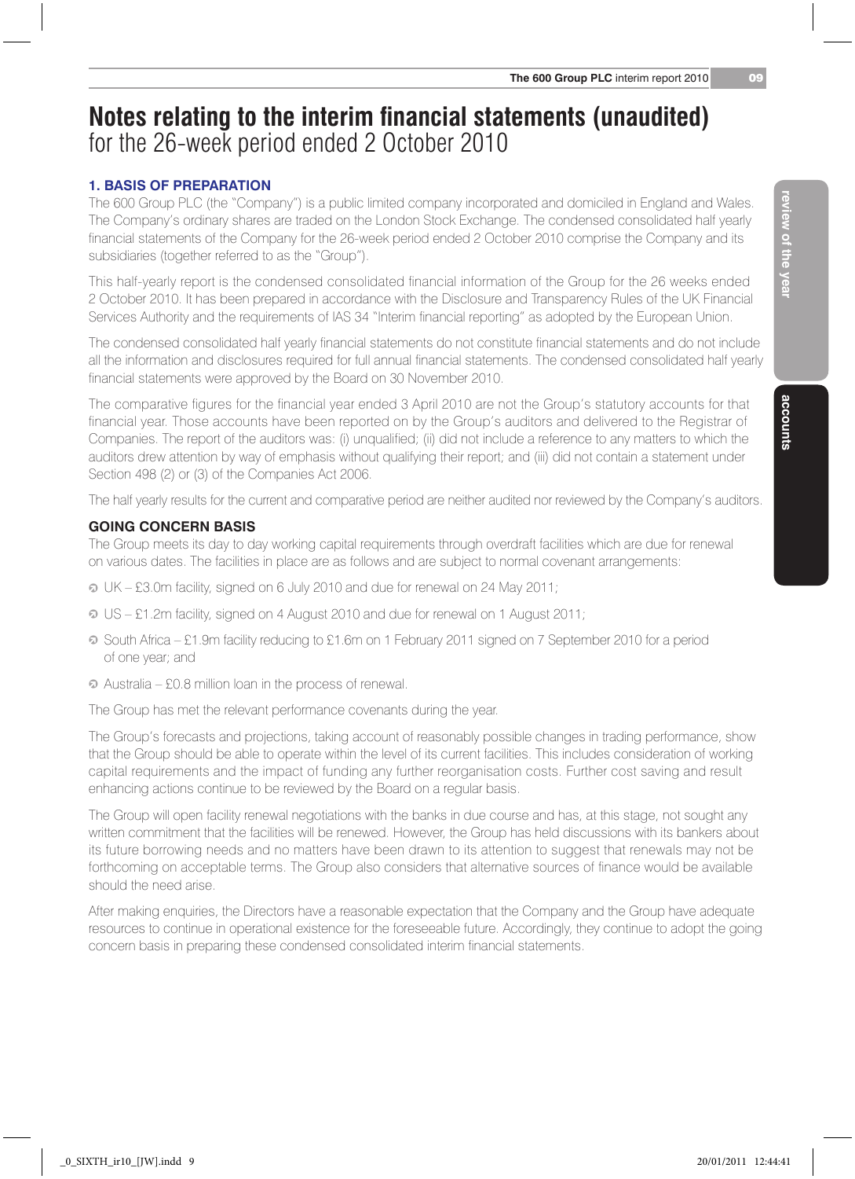# Notes relating to the interim financial statements (unaudited)
for the 26-week period ended 2 October 2010

## 1. BASIS OF PREPARATION

The 600 Group PLC (the "Company") is a public limited company incorporated and domiciled in England and Wales. The Company's ordinary shares are traded on the London Stock Exchange. The condensed consolidated half yearly financial statements of the Company for the 26-week period ended 2 October 2010 comprise the Company and its subsidiaries (together referred to as the "Group").

This half-yearly report is the condensed consolidated financial information of the Group for the 26 weeks ended 2 October 2010. It has been prepared in accordance with the Disclosure and Transparency Rules of the UK Financial Services Authority and the requirements of IAS 34 "Interim financial reporting" as adopted by the European Union.

The condensed consolidated half yearly financial statements do not constitute financial statements and do not include all the information and disclosures required for full annual financial statements. The condensed consolidated half yearly financial statements were approved by the Board on 30 November 2010.

The comparative figures for the financial year ended 3 April 2010 are not the Group's statutory accounts for that financial year. Those accounts have been reported on by the Group's auditors and delivered to the Registrar of Companies. The report of the auditors was: (i) unqualified; (ii) did not include a reference to any matters to which the auditors drew attention by way of emphasis without qualifying their report; and (iii) did not contain a statement under Section 498 (2) or (3) of the Companies Act 2006.

The half yearly results for the current and comparative period are neither audited nor reviewed by the Company's auditors.

### GOING CONCERN BASIS

The Group meets its day to day working capital requirements through overdraft facilities which are due for renewal on various dates. The facilities in place are as follows and are subject to normal covenant arrangements:

- UK – £3.0m facility, signed on 6 July 2010 and due for renewal on 24 May 2011;
- US – £1.2m facility, signed on 4 August 2010 and due for renewal on 1 August 2011;
- South Africa – £1.9m facility reducing to £1.6m on 1 February 2011 signed on 7 September 2010 for a period of one year; and
- Australia – £0.8 million loan in the process of renewal.

The Group has met the relevant performance covenants during the year.

The Group's forecasts and projections, taking account of reasonably possible changes in trading performance, show that the Group should be able to operate within the level of its current facilities. This includes consideration of working capital requirements and the impact of funding any further reorganisation costs. Further cost saving and result enhancing actions continue to be reviewed by the Board on a regular basis.

The Group will open facility renewal negotiations with the banks in due course and has, at this stage, not sought any written commitment that the facilities will be renewed. However, the Group has held discussions with its bankers about its future borrowing needs and no matters have been drawn to its attention to suggest that renewals may not be forthcoming on acceptable terms. The Group also considers that alternative sources of finance would be available should the need arise.

After making enquiries, the Directors have a reasonable expectation that the Company and the Group have adequate resources to continue in operational existence for the foreseeable future. Accordingly, they continue to adopt the going concern basis in preparing these condensed consolidated interim financial statements.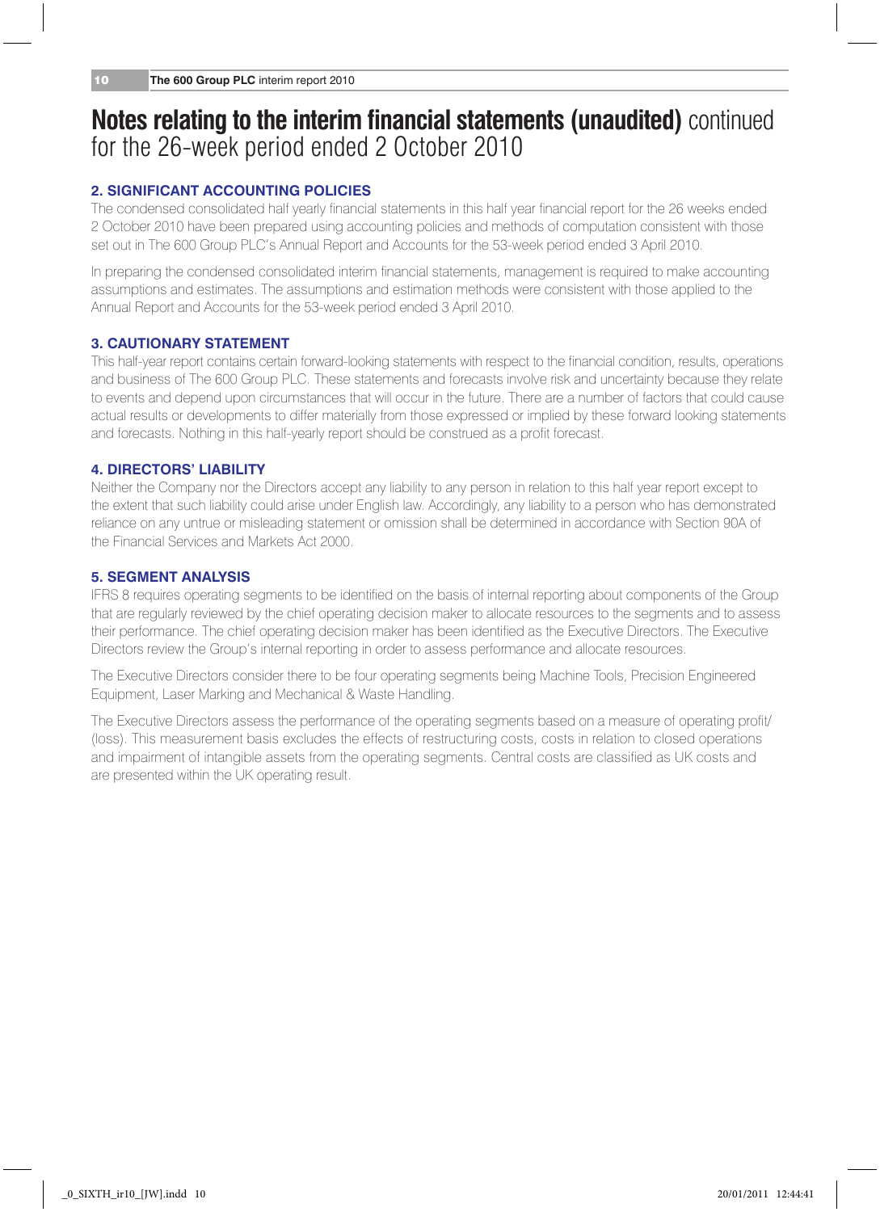# Notes relating to the interim financial statements (unaudited) continued for the 26-week period ended 2 October 2010

### 2. SIGNIFICANT ACCOUNTING POLICIES

The condensed consolidated half yearly financial statements in this half year financial report for the 26 weeks ended 2 October 2010 have been prepared using accounting policies and methods of computation consistent with those set out in The 600 Group PLC's Annual Report and Accounts for the 53-week period ended 3 April 2010.

In preparing the condensed consolidated interim financial statements, management is required to make accounting assumptions and estimates. The assumptions and estimation methods were consistent with those applied to the Annual Report and Accounts for the 53-week period ended 3 April 2010.

### 3. CAUTIONARY STATEMENT

This half-year report contains certain forward-looking statements with respect to the financial condition, results, operations and business of The 600 Group PLC. These statements and forecasts involve risk and uncertainty because they relate to events and depend upon circumstances that will occur in the future. There are a number of factors that could cause actual results or developments to differ materially from those expressed or implied by these forward looking statements and forecasts. Nothing in this half-yearly report should be construed as a profit forecast.

### 4. DIRECTORS' LIABILITY

Neither the Company nor the Directors accept any liability to any person in relation to this half year report except to the extent that such liability could arise under English law. Accordingly, any liability to a person who has demonstrated reliance on any untrue or misleading statement or omission shall be determined in accordance with Section 90A of the Financial Services and Markets Act 2000.

### 5. SEGMENT ANALYSIS

IFRS 8 requires operating segments to be identified on the basis of internal reporting about components of the Group that are regularly reviewed by the chief operating decision maker to allocate resources to the segments and to assess their performance. The chief operating decision maker has been identified as the Executive Directors. The Executive Directors review the Group's internal reporting in order to assess performance and allocate resources.

The Executive Directors consider there to be four operating segments being Machine Tools, Precision Engineered Equipment, Laser Marking and Mechanical & Waste Handling.

The Executive Directors assess the performance of the operating segments based on a measure of operating profit/(loss). This measurement basis excludes the effects of restructuring costs, costs in relation to closed operations and impairment of intangible assets from the operating segments. Central costs are classified as UK costs and are presented within the UK operating result.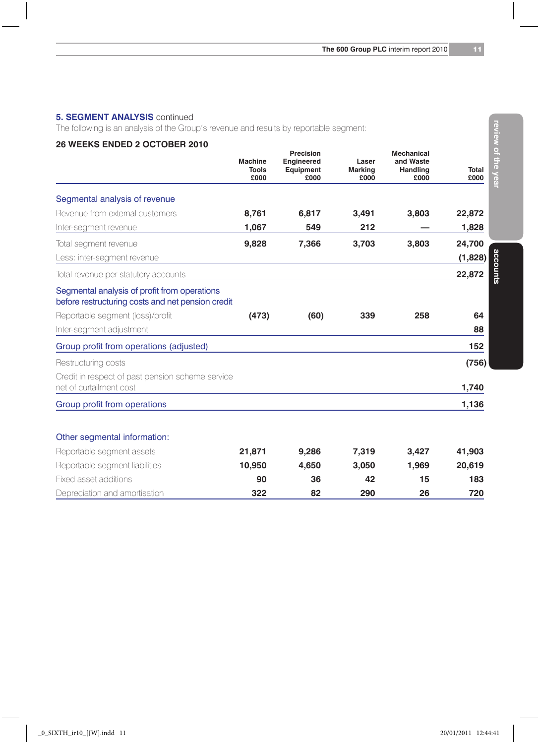## 5. SEGMENT ANALYSIS continued

The following is an analysis of the Group's revenue and results by reportable segment:

### 26 WEEKS ENDED 2 OCTOBER 2010

| | Machine Tools £000 | Precision Engineered Equipment £000 | Laser Marking £000 | Mechanical and Waste Handling £000 | Total £000 |
|---|---|---|---|---|---|
| **Segmental analysis of revenue** | | | | | |
| Revenue from external customers | **8,761** | **6,817** | **3,491** | **3,803** | **22,872** |
| Inter-segment revenue | **1,067** | **549** | **212** | **—** | **1,828** |
| Total segment revenue | **9,828** | **7,366** | **3,703** | **3,803** | **24,700** |
| Less: inter-segment revenue | | | | | **(1,828)** |
| Total revenue per statutory accounts | | | | | **22,872** |
| **Segmental analysis of profit from operations before restructuring costs and net pension credit** | | | | | |
| Reportable segment (loss)/profit | **(473)** | **(60)** | **339** | **258** | **64** |
| Inter-segment adjustment | | | | | **88** |
| Group profit from operations (adjusted) | | | | | **152** |
| Restructuring costs | | | | | **(756)** |
| Credit in respect of past pension scheme service net of curtailment cost | | | | | **1,740** |
| Group profit from operations | | | | | **1,136** |

| Other segmental information: | Machine Tools £000 | Precision Engineered Equipment £000 | Laser Marking £000 | Mechanical and Waste Handling £000 | Total £000 |
|---|---|---|---|---|---|
| Reportable segment assets | **21,871** | **9,286** | **7,319** | **3,427** | **41,903** |
| Reportable segment liabilities | **10,950** | **4,650** | **3,050** | **1,969** | **20,619** |
| Fixed asset additions | **90** | **36** | **42** | **15** | **183** |
| Depreciation and amortisation | **322** | **82** | **290** | **26** | **720** |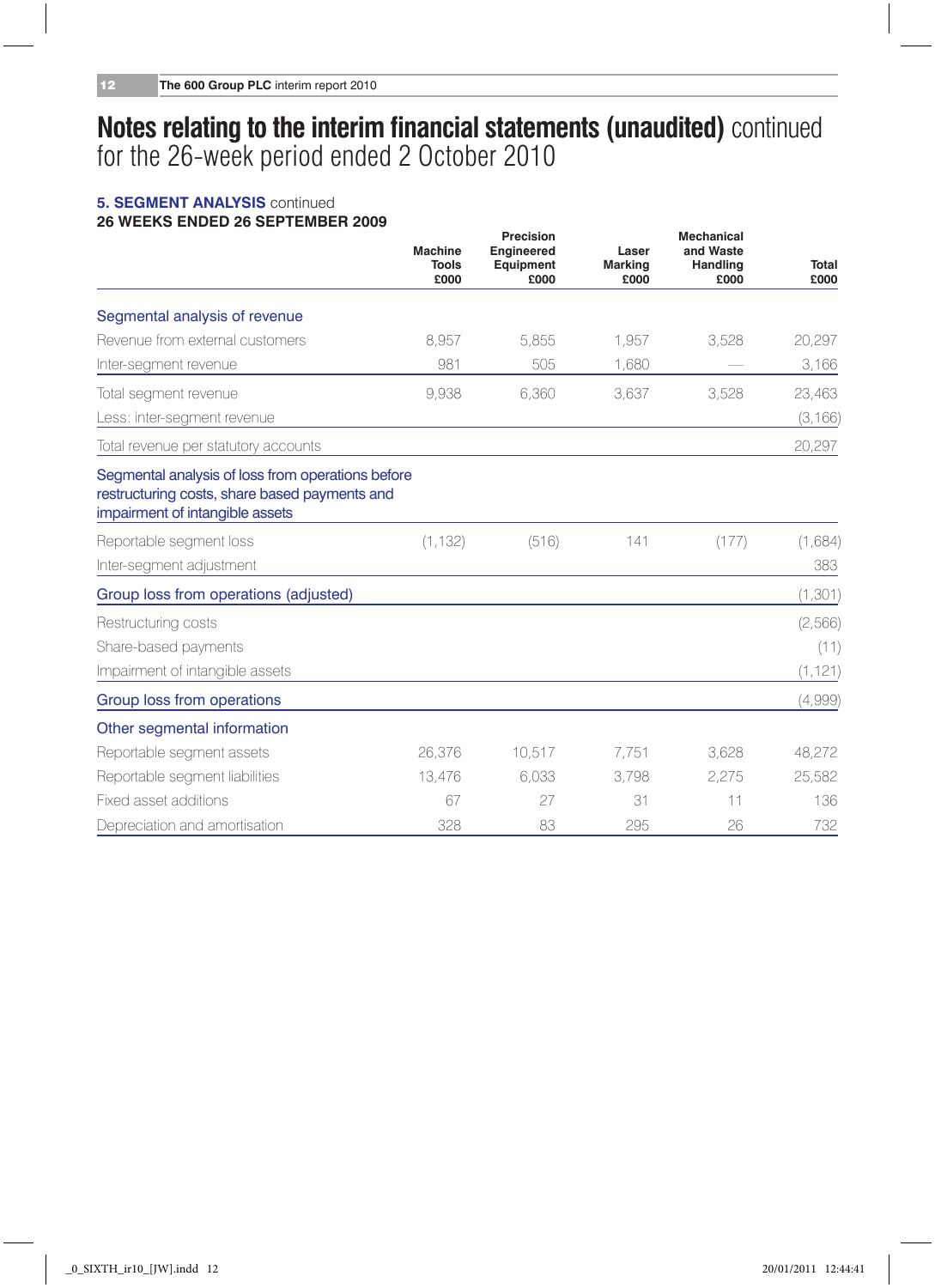# Notes relating to the interim financial statements (unaudited) continued for the 26-week period ended 2 October 2010

### 5. SEGMENT ANALYSIS continued

**26 WEEKS ENDED 26 SEPTEMBER 2009**

| | Machine Tools £000 | Precision Engineered Equipment £000 | Laser Marking £000 | Mechanical and Waste Handling £000 | Total £000 |
|---|---|---|---|---|---|
| **Segmental analysis of revenue** | | | | | |
| Revenue from external customers | 8,957 | 5,855 | 1,957 | 3,528 | 20,297 |
| Inter-segment revenue | 981 | 505 | 1,680 | — | 3,166 |
| Total segment revenue | 9,938 | 6,360 | 3,637 | 3,528 | 23,463 |
| Less: inter-segment revenue | | | | | (3,166) |
| Total revenue per statutory accounts | | | | | 20,297 |
| **Segmental analysis of loss from operations before restructuring costs, share based payments and impairment of intangible assets** | | | | | |
| Reportable segment loss | (1,132) | (516) | 141 | (177) | (1,684) |
| Inter-segment adjustment | | | | | 383 |
| **Group loss from operations (adjusted)** | | | | | (1,301) |
| Restructuring costs | | | | | (2,566) |
| Share-based payments | | | | | (11) |
| Impairment of intangible assets | | | | | (1,121) |
| **Group loss from operations** | | | | | (4,999) |
| **Other segmental information** | | | | | |
| Reportable segment assets | 26,376 | 10,517 | 7,751 | 3,628 | 48,272 |
| Reportable segment liabilities | 13,476 | 6,033 | 3,798 | 2,275 | 25,582 |
| Fixed asset additions | 67 | 27 | 31 | 11 | 136 |
| Depreciation and amortisation | 328 | 83 | 295 | 26 | 732 |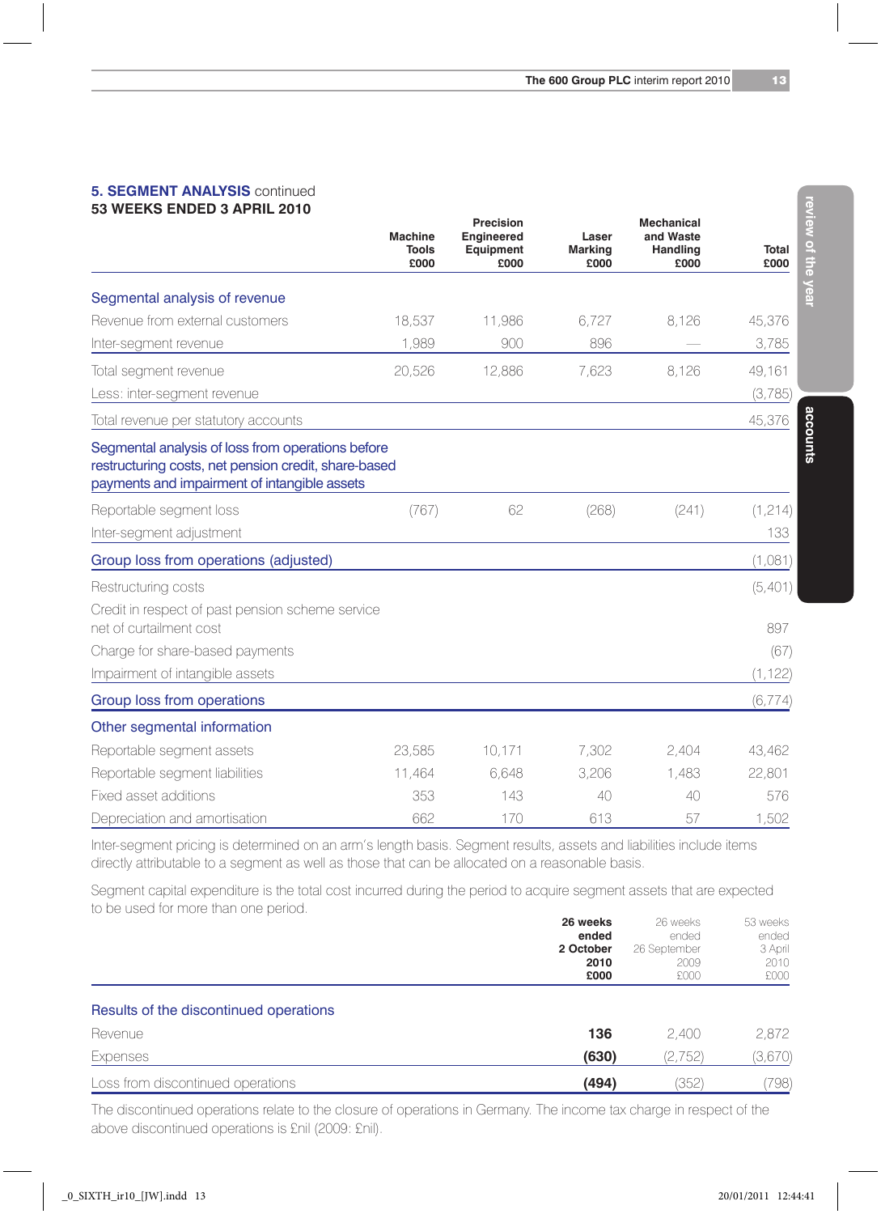## 5. SEGMENT ANALYSIS continued

### 53 WEEKS ENDED 3 APRIL 2010

| | Machine Tools £000 | Precision Engineered Equipment £000 | Laser Marking £000 | Mechanical and Waste Handling £000 | Total £000 |
|---|---|---|---|---|---|
| **Segmental analysis of revenue** | | | | | |
| Revenue from external customers | 18,537 | 11,986 | 6,727 | 8,126 | 45,376 |
| Inter-segment revenue | 1,989 | 900 | 896 | — | 3,785 |
| Total segment revenue | 20,526 | 12,886 | 7,623 | 8,126 | 49,161 |
| Less: inter-segment revenue | | | | | (3,785) |
| Total revenue per statutory accounts | | | | | 45,376 |
| **Segmental analysis of loss from operations before restructuring costs, net pension credit, share-based payments and impairment of intangible assets** | | | | | |
| Reportable segment loss | (767) | 62 | (268) | (241) | (1,214) |
| Inter-segment adjustment | | | | | 133 |
| Group loss from operations (adjusted) | | | | | (1,081) |
| Restructuring costs | | | | | (5,401) |
| Credit in respect of past pension scheme service net of curtailment cost | | | | | 897 |
| Charge for share-based payments | | | | | (67) |
| Impairment of intangible assets | | | | | (1,122) |
| Group loss from operations | | | | | (6,774) |
| **Other segmental information** | | | | | |
| Reportable segment assets | 23,585 | 10,171 | 7,302 | 2,404 | 43,462 |
| Reportable segment liabilities | 11,464 | 6,648 | 3,206 | 1,483 | 22,801 |
| Fixed asset additions | 353 | 143 | 40 | 40 | 576 |
| Depreciation and amortisation | 662 | 170 | 613 | 57 | 1,502 |

Inter-segment pricing is determined on an arm's length basis. Segment results, assets and liabilities include items directly attributable to a segment as well as those that can be allocated on a reasonable basis.

Segment capital expenditure is the total cost incurred during the period to acquire segment assets that are expected to be used for more than one period.

| | **26 weeks ended 2 October 2010 £000** | 26 weeks ended 26 September 2009 £000 | 53 weeks ended 3 April 2010 £000 |
|---|---|---|---|
| **Results of the discontinued operations** | | | |
| Revenue | **136** | 2,400 | 2,872 |
| Expenses | **(630)** | (2,752) | (3,670) |
| Loss from discontinued operations | **(494)** | (352) | (798) |

The discontinued operations relate to the closure of operations in Germany. The income tax charge in respect of the above discontinued operations is £nil (2009: £nil).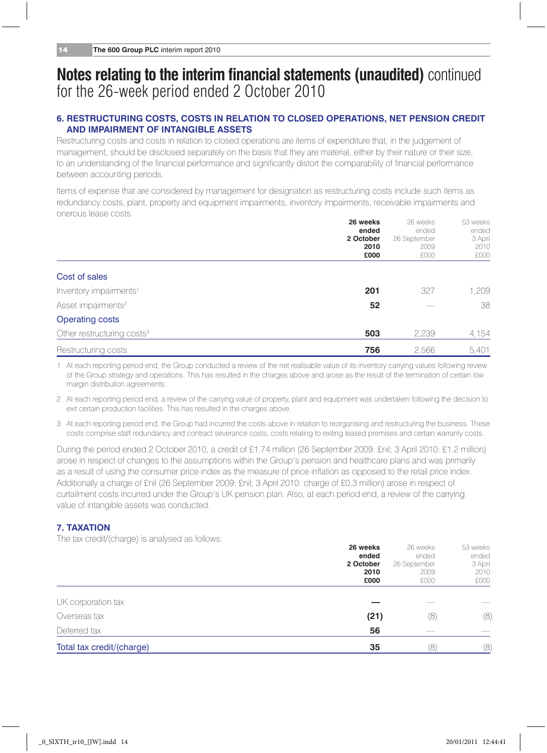# Notes relating to the interim financial statements (unaudited) continued for the 26-week period ended 2 October 2010

## 6. RESTRUCTURING COSTS, COSTS IN RELATION TO CLOSED OPERATIONS, NET PENSION CREDIT AND IMPAIRMENT OF INTANGIBLE ASSETS

Restructuring costs and costs in relation to closed operations are items of expenditure that, in the judgement of management, should be disclosed separately on the basis that they are material, either by their nature or their size, to an understanding of the financial performance and significantly distort the comparability of financial performance between accounting periods.

Items of expense that are considered by management for designation as restructuring costs include such items as redundancy costs, plant, property and equipment impairments, inventory impairments, receivable impairments and onerous lease costs.

| | **26 weeks ended 2 October 2010 £000** | 26 weeks ended 26 September 2009 £000 | 53 weeks ended 3 April 2010 £000 |
|---|---|---|---|
| Cost of sales | | | |
| Inventory impairments[1] | **201** | 327 | 1,209 |
| Asset impairments[2] | **52** | — | 38 |
| Operating costs | | | |
| Other restructuring costs[3] | **503** | 2,239 | 4,154 |
| Restructuring costs | **756** | 2,566 | 5,401 |

1 At each reporting period end, the Group conducted a review of the net realisable value of its inventory carrying values following review of the Group strategy and operations. This has resulted in the charges above and arose as the result of the termination of certain low margin distribution agreements.

2 At each reporting period end, a review of the carrying value of property, plant and equipment was undertaken following the decision to exit certain production facilities. This has resulted in the charges above.

3 At each reporting period end, the Group had incurred the costs above in relation to reorganising and restructuring the business. These costs comprise staff redundancy and contract severance costs, costs relating to exiting leased premises and certain warranty costs.

During the period ended 2 October 2010, a credit of £1.74 million (26 September 2009: £nil; 3 April 2010: £1.2 million) arose in respect of changes to the assumptions within the Group's pension and healthcare plans and was primarily as a result of using the consumer price index as the measure of price inflation as opposed to the retail price index. Additionally a charge of £nil (26 September 2009: £nil; 3 April 2010: charge of £0.3 million) arose in respect of curtailment costs incurred under the Group's UK pension plan. Also, at each period end, a review of the carrying value of intangible assets was conducted.

## 7. TAXATION

The tax credit/(charge) is analysed as follows:

| | **26 weeks ended 2 October 2010 £000** | 26 weeks ended 26 September 2009 £000 | 53 weeks ended 3 April 2010 £000 |
|---|---|---|---|
| UK corporation tax | **—** | — | — |
| Overseas tax | **(21)** | (8) | (8) |
| Deferred tax | **56** | — | — |
| Total tax credit/(charge) | **35** | (8) | (8) |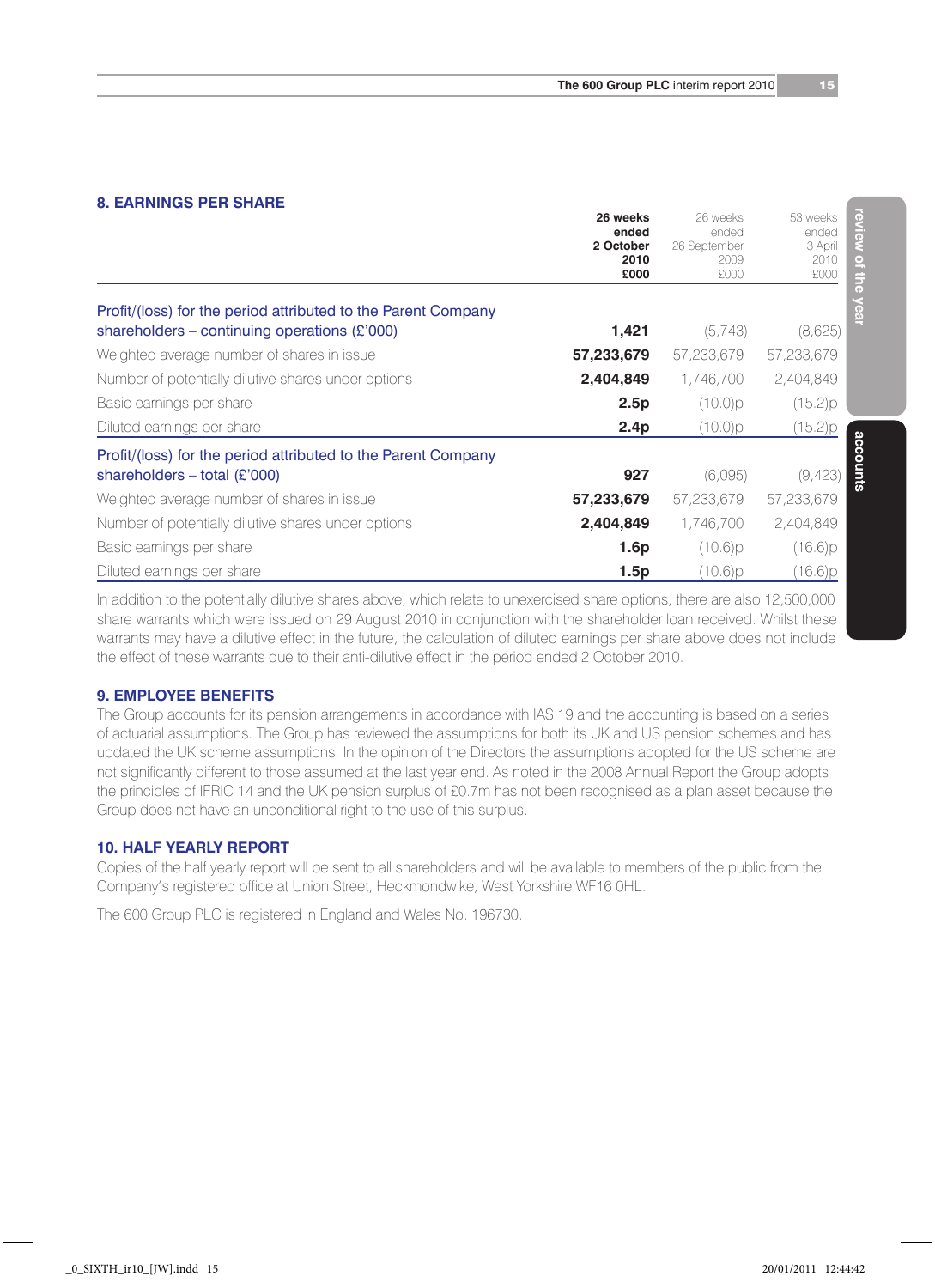## 8. EARNINGS PER SHARE

| | **26 weeks ended 2 October 2010 £000** | 26 weeks ended 26 September 2009 £000 | 53 weeks ended 3 April 2010 £000 |
|---|---|---|---|
| Profit/(loss) for the period attributed to the Parent Company shareholders – continuing operations (£'000) | **1,421** | (5,743) | (8,625) |
| Weighted average number of shares in issue | **57,233,679** | 57,233,679 | 57,233,679 |
| Number of potentially dilutive shares under options | **2,404,849** | 1,746,700 | 2,404,849 |
| Basic earnings per share | **2.5p** | (10.0)p | (15.2)p |
| Diluted earnings per share | **2.4p** | (10.0)p | (15.2)p |
| Profit/(loss) for the period attributed to the Parent Company shareholders – total (£'000) | **927** | (6,095) | (9,423) |
| Weighted average number of shares in issue | **57,233,679** | 57,233,679 | 57,233,679 |
| Number of potentially dilutive shares under options | **2,404,849** | 1,746,700 | 2,404,849 |
| Basic earnings per share | **1.6p** | (10.6)p | (16.6)p |
| Diluted earnings per share | **1.5p** | (10.6)p | (16.6)p |

In addition to the potentially dilutive shares above, which relate to unexercised share options, there are also 12,500,000 share warrants which were issued on 29 August 2010 in conjunction with the shareholder loan received. Whilst these warrants may have a dilutive effect in the future, the calculation of diluted earnings per share above does not include the effect of these warrants due to their anti-dilutive effect in the period ended 2 October 2010.

## 9. EMPLOYEE BENEFITS

The Group accounts for its pension arrangements in accordance with IAS 19 and the accounting is based on a series of actuarial assumptions. The Group has reviewed the assumptions for both its UK and US pension schemes and has updated the UK scheme assumptions. In the opinion of the Directors the assumptions adopted for the US scheme are not significantly different to those assumed at the last year end. As noted in the 2008 Annual Report the Group adopts the principles of IFRIC 14 and the UK pension surplus of £0.7m has not been recognised as a plan asset because the Group does not have an unconditional right to the use of this surplus.

## 10. HALF YEARLY REPORT

Copies of the half yearly report will be sent to all shareholders and will be available to members of the public from the Company's registered office at Union Street, Heckmondwike, West Yorkshire WF16 0HL.

The 600 Group PLC is registered in England and Wales No. 196730.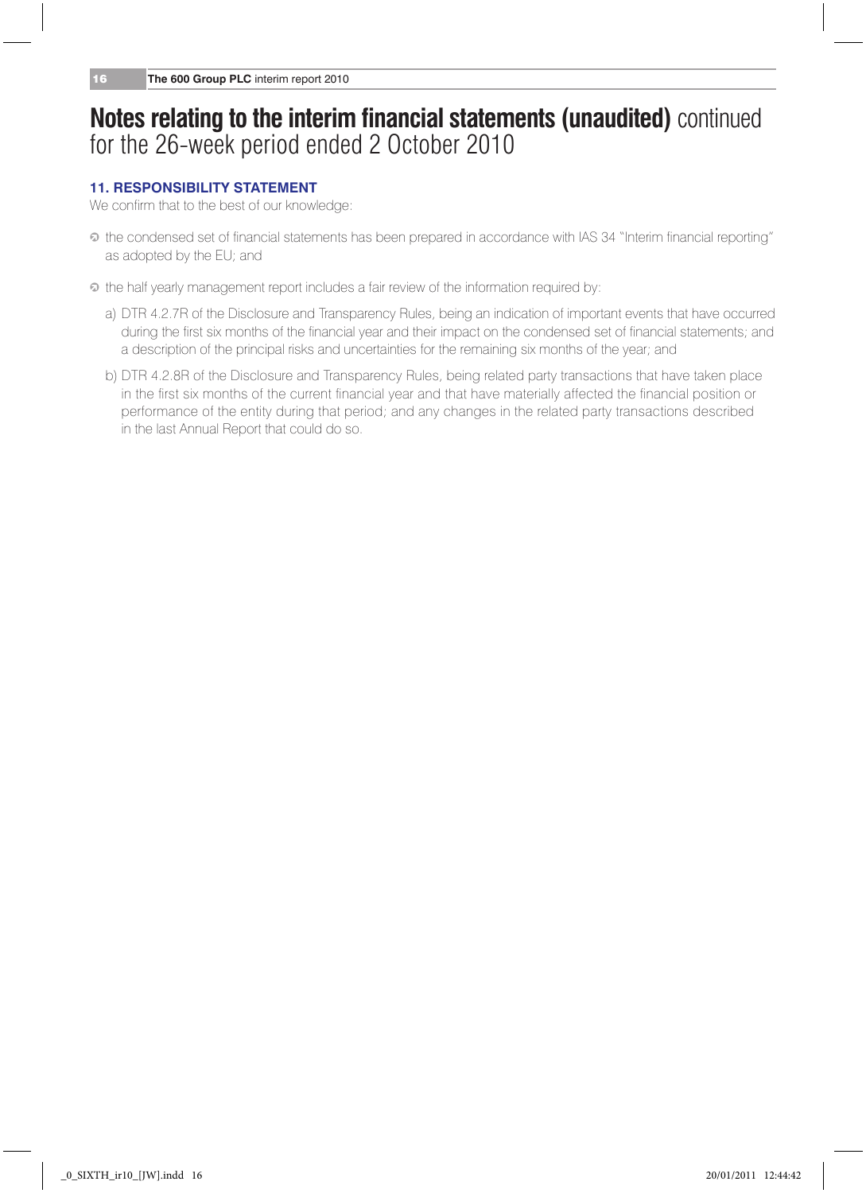# **Notes relating to the interim financial statements (unaudited)** continued for the 26-week period ended 2 October 2010

## 11. RESPONSIBILITY STATEMENT

We confirm that to the best of our knowledge:

- the condensed set of financial statements has been prepared in accordance with IAS 34 "Interim financial reporting" as adopted by the EU; and
- the half yearly management report includes a fair review of the information required by:

  a) DTR 4.2.7R of the Disclosure and Transparency Rules, being an indication of important events that have occurred during the first six months of the financial year and their impact on the condensed set of financial statements; and a description of the principal risks and uncertainties for the remaining six months of the year; and

  b) DTR 4.2.8R of the Disclosure and Transparency Rules, being related party transactions that have taken place in the first six months of the current financial year and that have materially affected the financial position or performance of the entity during that period; and any changes in the related party transactions described in the last Annual Report that could do so.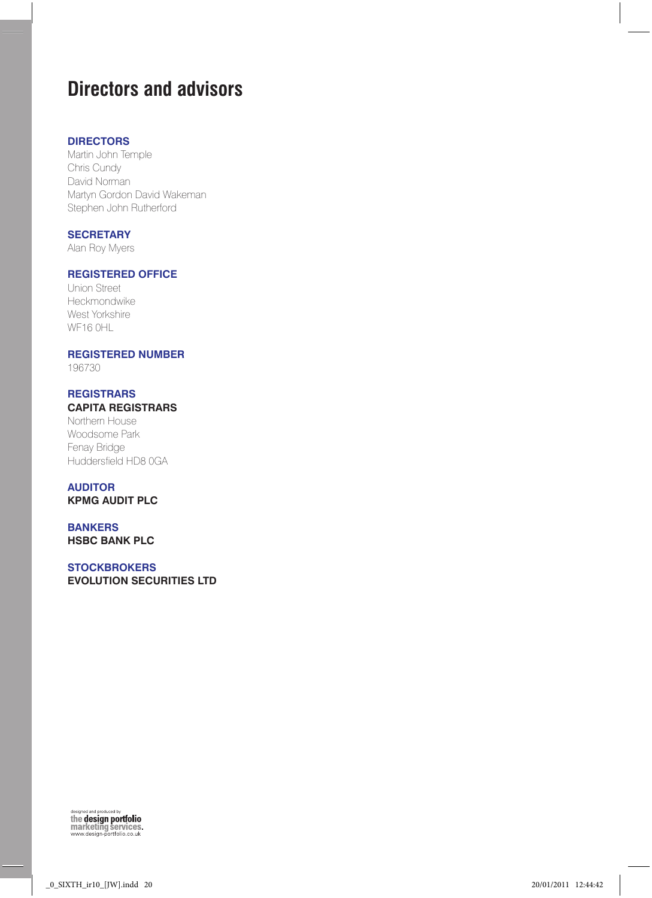# Directors and advisors

### DIRECTORS

Martin John Temple
Chris Cundy
David Norman
Martyn Gordon David Wakeman
Stephen John Rutherford

### SECRETARY

Alan Roy Myers

### REGISTERED OFFICE

Union Street
Heckmondwike
West Yorkshire
WF16 0HL

### REGISTERED NUMBER

196730

### REGISTRARS

**CAPITA REGISTRARS**
Northern House
Woodsome Park
Fenay Bridge
Huddersfield HD8 0GA

### AUDITOR

**KPMG AUDIT PLC**

### BANKERS

**HSBC BANK PLC**

### STOCKBROKERS

**EVOLUTION SECURITIES LTD**

designed and produced by
the design portfolio
marketing services.
www.design-portfolio.co.uk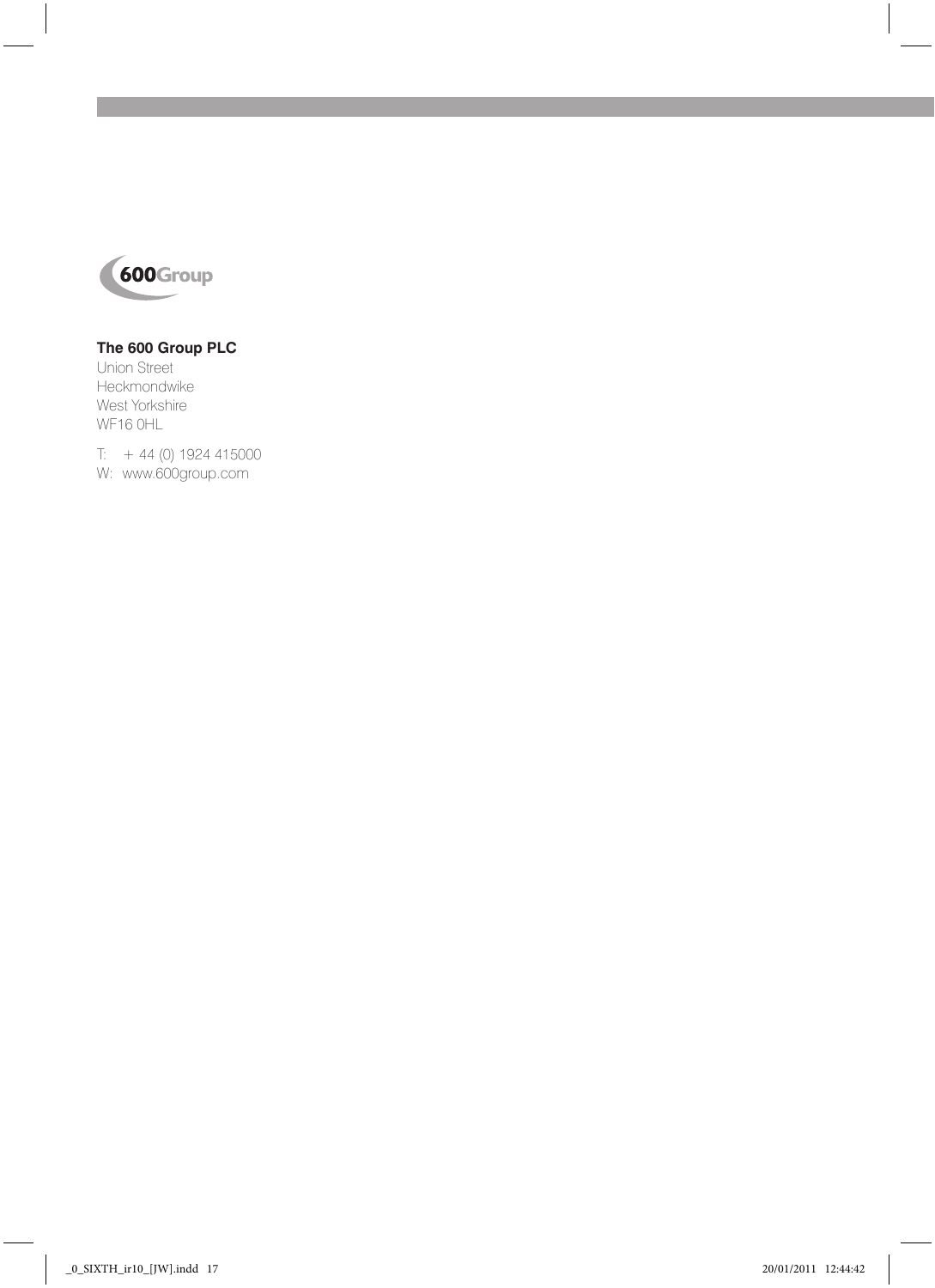**The 600 Group PLC**
Union Street
Heckmondwike
West Yorkshire
WF16 0HL

T: + 44 (0) 1924 415000
W: www.600group.com